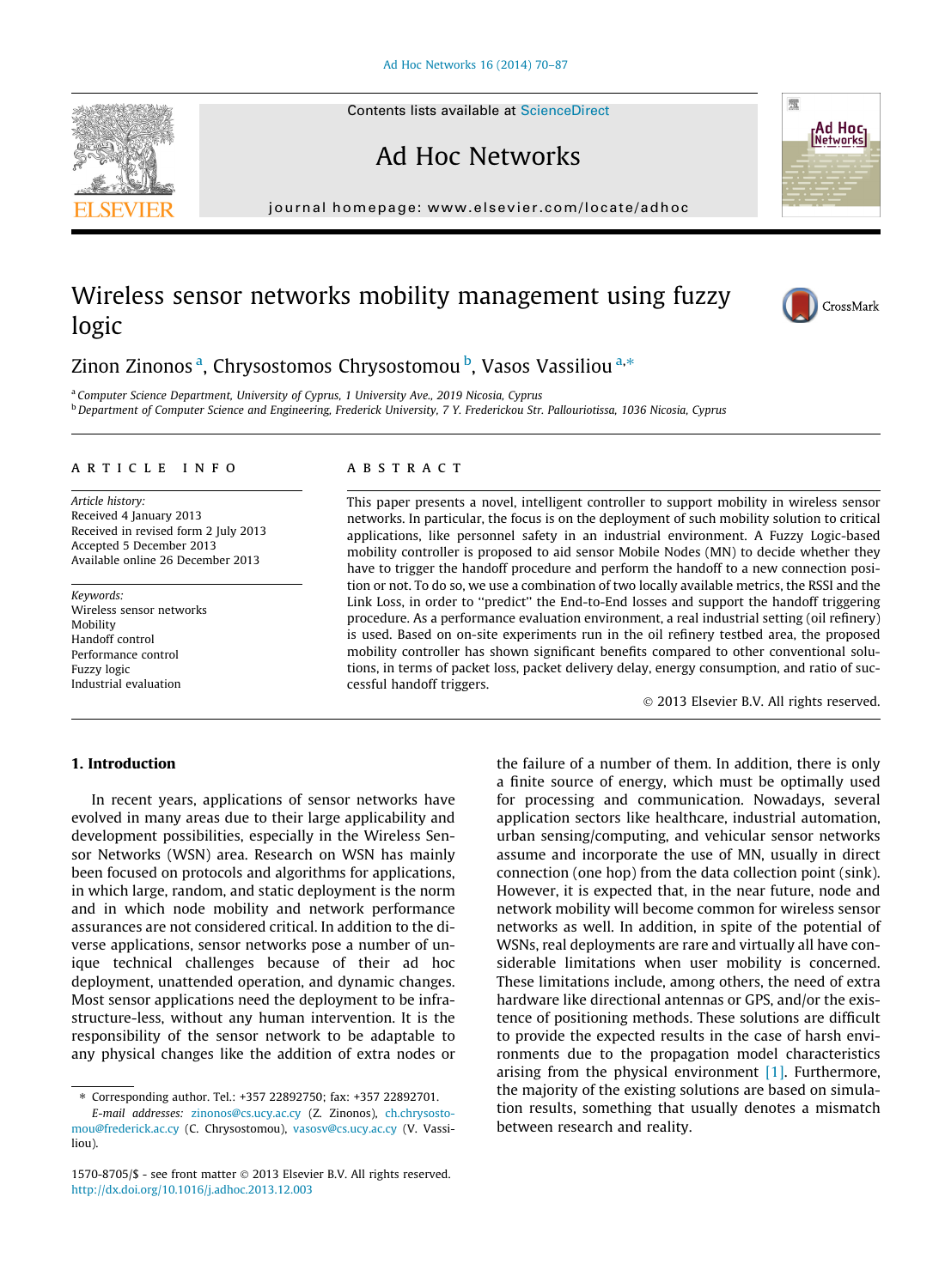# Wireless sensor networks mobility management using fuzzy logic

Zinon Zinonos [a], Chrysostomos Chrysostomou [b], Vasos Vassiliou [a,*]

[a] Computer Science Department, University of Cyprus, 1 University Ave., 2019 Nicosia, Cyprus
[b] Department of Computer Science and Engineering, Frederick University, 7 Y. Frederickou Str. Pallouriotissa, 1036 Nicosia, Cyprus

## ARTICLE INFO

*Article history:*
Received 4 January 2013
Received in revised form 2 July 2013
Accepted 5 December 2013
Available online 26 December 2013

*Keywords:*
Wireless sensor networks
Mobility
Handoff control
Performance control
Fuzzy logic
Industrial evaluation

## ABSTRACT

This paper presents a novel, intelligent controller to support mobility in wireless sensor networks. In particular, the focus is on the deployment of such mobility solution to critical applications, like personnel safety in an industrial environment. A Fuzzy Logic-based mobility controller is proposed to aid sensor Mobile Nodes (MN) to decide whether they have to trigger the handoff procedure and perform the handoff to a new connection position or not. To do so, we use a combination of two locally available metrics, the RSSI and the Link Loss, in order to "predict" the End-to-End losses and support the handoff triggering procedure. As a performance evaluation environment, a real industrial setting (oil refinery) is used. Based on on-site experiments run in the oil refinery testbed area, the proposed mobility controller has shown significant benefits compared to other conventional solutions, in terms of packet loss, packet delivery delay, energy consumption, and ratio of successful handoff triggers.

© 2013 Elsevier B.V. All rights reserved.

## 1. Introduction

In recent years, applications of sensor networks have evolved in many areas due to their large applicability and development possibilities, especially in the Wireless Sensor Networks (WSN) area. Research on WSN has mainly been focused on protocols and algorithms for applications, in which large, random, and static deployment is the norm and in which node mobility and network performance assurances are not considered critical. In addition to the diverse applications, sensor networks pose a number of unique technical challenges because of their ad hoc deployment, unattended operation, and dynamic changes. Most sensor applications need the deployment to be infrastructure-less, without any human intervention. It is the responsibility of the sensor network to be adaptable to any physical changes like the addition of extra nodes or the failure of a number of them. In addition, there is only a finite source of energy, which must be optimally used for processing and communication. Nowadays, several application sectors like healthcare, industrial automation, urban sensing/computing, and vehicular sensor networks assume and incorporate the use of MN, usually in direct connection (one hop) from the data collection point (sink). However, it is expected that, in the near future, node and network mobility will become common for wireless sensor networks as well. In addition, in spite of the potential of WSNs, real deployments are rare and virtually all have considerable limitations when user mobility is concerned. These limitations include, among others, the need of extra hardware like directional antennas or GPS, and/or the existence of positioning methods. These solutions are difficult to provide the expected results in the case of harsh environments due to the propagation model characteristics arising from the physical environment [1]. Furthermore, the majority of the existing solutions are based on simulation results, something that usually denotes a mismatch between research and reality.

* Corresponding author. Tel.: +357 22892750; fax: +357 22892701.
*E-mail addresses:* zinonos@cs.ucy.ac.cy (Z. Zinonos), ch.chrysostomou@frederick.ac.cy (C. Chrysostomou), vasosv@cs.ucy.ac.cy (V. Vassiliou).

1570-8705/$ - see front matter © 2013 Elsevier B.V. All rights reserved.
http://dx.doi.org/10.1016/j.adhoc.2013.12.003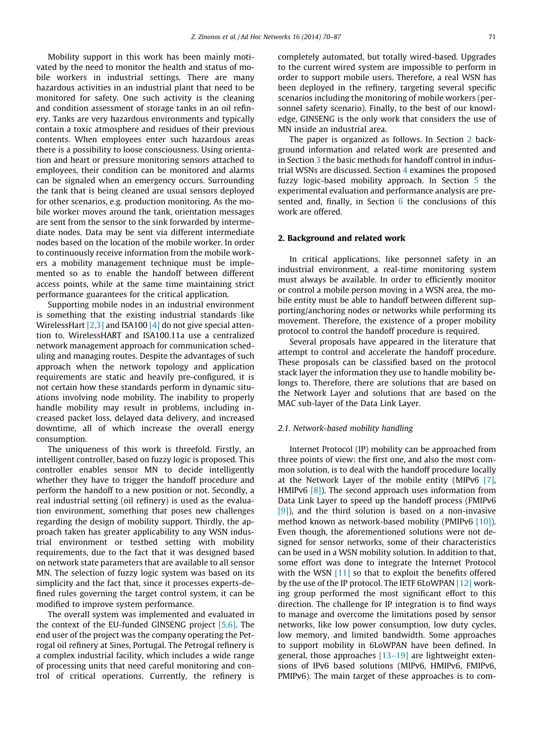Mobility support in this work has been mainly motivated by the need to monitor the health and status of mobile workers in industrial settings. There are many hazardous activities in an industrial plant that need to be monitored for safety. One such activity is the cleaning and condition assessment of storage tanks in an oil refinery. Tanks are very hazardous environments and typically contain a toxic atmosphere and residues of their previous contents. When employees enter such hazardous areas there is a possibility to loose consciousness. Using orientation and heart or pressure monitoring sensors attached to employees, their condition can be monitored and alarms can be signaled when an emergency occurs. Surrounding the tank that is being cleaned are usual sensors deployed for other scenarios, e.g. production monitoring. As the mobile worker moves around the tank, orientation messages are sent from the sensor to the sink forwarded by intermediate nodes. Data may be sent via different intermediate nodes based on the location of the mobile worker. In order to continuously receive information from the mobile workers a mobility management technique must be implemented so as to enable the handoff between different access points, while at the same time maintaining strict performance guarantees for the critical application.

Supporting mobile nodes in an industrial environment is something that the existing industrial standards like WirelessHart [2,3] and ISA100 [4] do not give special attention to. WirelessHART and ISA100.11a use a centralized network management approach for communication scheduling and managing routes. Despite the advantages of such approach when the network topology and application requirements are static and heavily pre-configured, it is not certain how these standards perform in dynamic situations involving node mobility. The inability to properly handle mobility may result in problems, including increased packet loss, delayed data delivery, and increased downtime, all of which increase the overall energy consumption.

The uniqueness of this work is threefold. Firstly, an intelligent controller, based on fuzzy logic is proposed. This controller enables sensor MN to decide intelligently whether they have to trigger the handoff procedure and perform the handoff to a new position or not. Secondly, a real industrial setting (oil refinery) is used as the evaluation environment, something that poses new challenges regarding the design of mobility support. Thirdly, the approach taken has greater applicability to any WSN industrial environment or testbed setting with mobility requirements, due to the fact that it was designed based on network state parameters that are available to all sensor MN. The selection of fuzzy logic system was based on its simplicity and the fact that, since it processes experts-defined rules governing the target control system, it can be modified to improve system performance.

The overall system was implemented and evaluated in the context of the EU-funded GINSENG project [5,6]. The end user of the project was the company operating the Petrogal oil refinery at Sines, Portugal. The Petrogal refinery is a complex industrial facility, which includes a wide range of processing units that need careful monitoring and control of critical operations. Currently, the refinery is completely automated, but totally wired-based. Upgrades to the current wired system are impossible to perform in order to support mobile users. Therefore, a real WSN has been deployed in the refinery, targeting several specific scenarios including the monitoring of mobile workers (personnel safety scenario). Finally, to the best of our knowledge, GINSENG is the only work that considers the use of MN inside an industrial area.

The paper is organized as follows. In Section 2 background information and related work are presented and in Section 3 the basic methods for handoff control in industrial WSNs are discussed. Section 4 examines the proposed fuzzy logic-based mobility approach. In Section 5 the experimental evaluation and performance analysis are presented and, finally, in Section 6 the conclusions of this work are offered.

## 2. Background and related work

In critical applications, like personnel safety in an industrial environment, a real-time monitoring system must always be available. In order to efficiently monitor or control a mobile person moving in a WSN area, the mobile entity must be able to handoff between different supporting/anchoring nodes or networks while performing its movement. Therefore, the existence of a proper mobility protocol to control the handoff procedure is required.

Several proposals have appeared in the literature that attempt to control and accelerate the handoff procedure. These proposals can be classified based on the protocol stack layer the information they use to handle mobility belongs to. Therefore, there are solutions that are based on the Network Layer and solutions that are based on the MAC sub-layer of the Data Link Layer.

### *2.1. Network-based mobility handling*

Internet Protocol (IP) mobility can be approached from three points of view: the first one, and also the most common solution, is to deal with the handoff procedure locally at the Network Layer of the mobile entity (MIPv6 [7], HMIPv6 [8]). The second approach uses information from Data Link Layer to speed up the handoff process (FMIPv6 [9]), and the third solution is based on a non-invasive method known as network-based mobility (PMIPv6 [10]). Even though, the aforementioned solutions were not designed for sensor networks, some of their characteristics can be used in a WSN mobility solution. In addition to that, some effort was done to integrate the Internet Protocol with the WSN [11] so that to exploit the benefits offered by the use of the IP protocol. The IETF 6LoWPAN [12] working group performed the most significant effort to this direction. The challenge for IP integration is to find ways to manage and overcome the limitations posed by sensor networks, like low power consumption, low duty cycles, low memory, and limited bandwidth. Some approaches to support mobility in 6LoWPAN have been defined. In general, those approaches [13–19] are lightweight extensions of IPv6 based solutions (MIPv6, HMIPv6, FMIPv6, PMIPv6). The main target of these approaches is to com-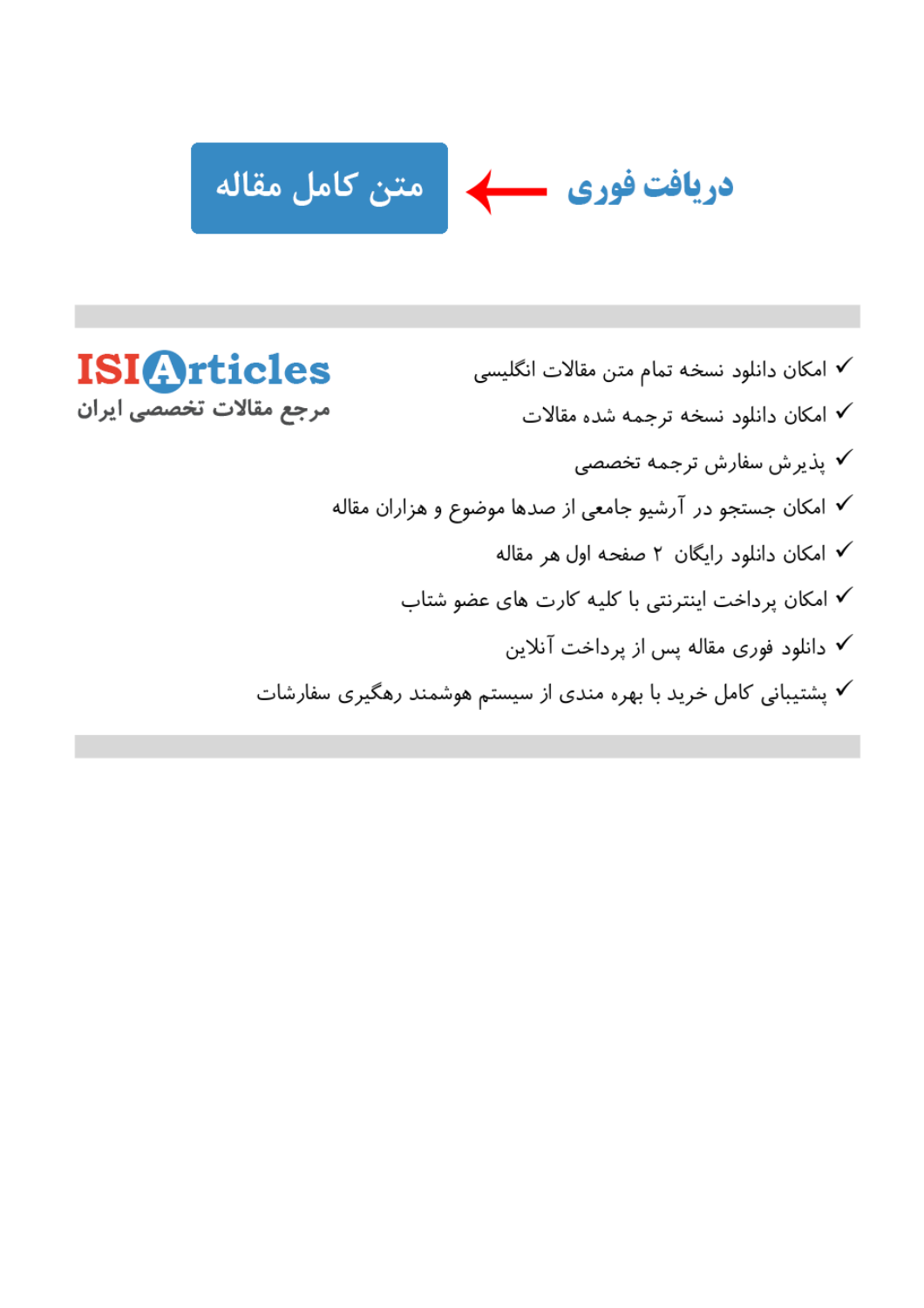دریافت فوری ← **متن کامل مقاله**

**ISIArticles**
مرجع مقالات تخصصی ایران

- ✓ امکان دانلود نسخه تمام متن مقالات انگلیسی
- ✓ امکان دانلود نسخه ترجمه شده مقالات
- ✓ پذیرش سفارش ترجمه تخصصی
- ✓ امکان جستجو در آرشیو جامعی از صدها موضوع و هزاران مقاله
- ✓ امکان دانلود رایگان ۲ صفحه اول هر مقاله
- ✓ امکان پرداخت اینترنتی با کلیه کارت های عضو شتاب
- ✓ دانلود فوری مقاله پس از پرداخت آنلاین
- ✓ پشتیبانی کامل خرید با بهره مندی از سیستم هوشمند رهگیری سفارشات